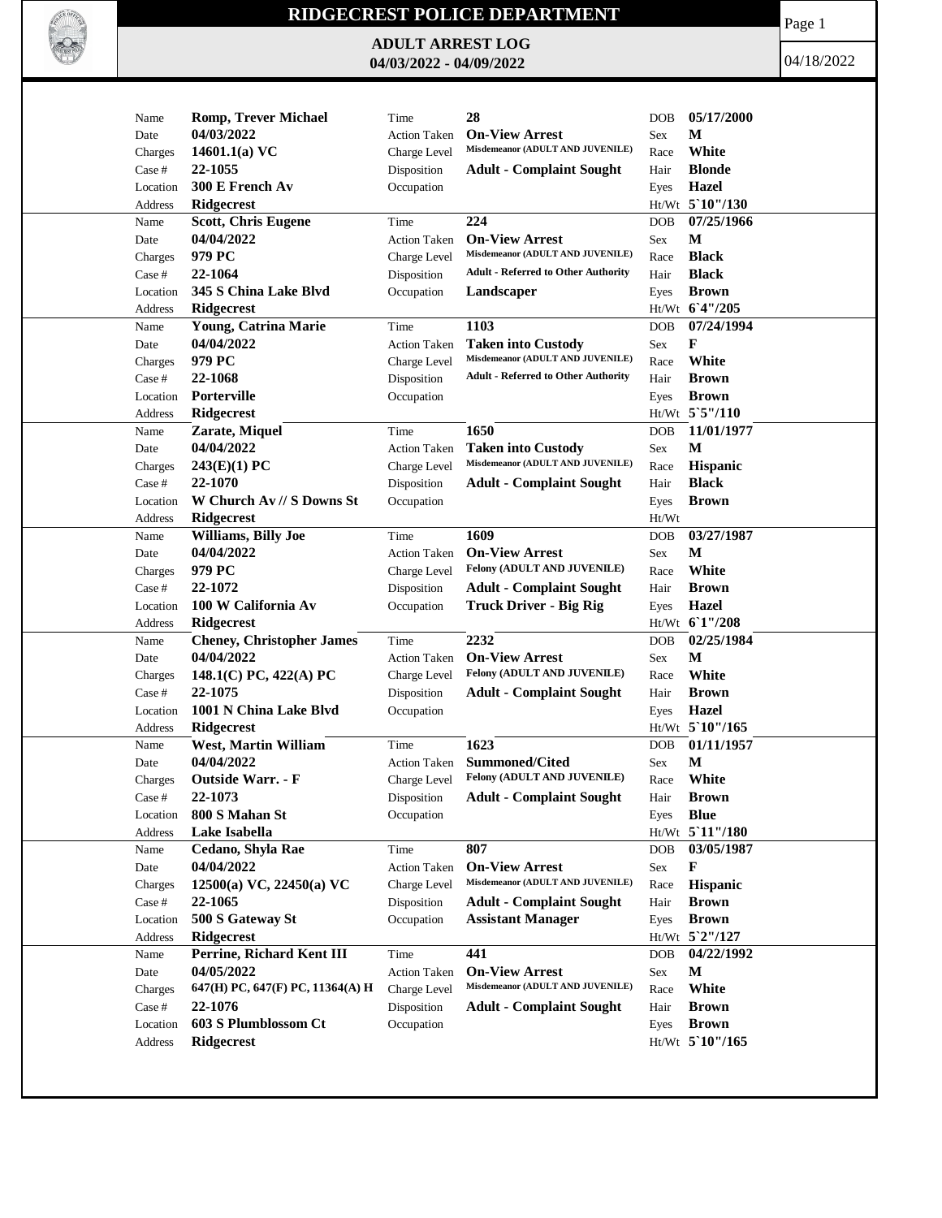# RIDGECREST POLICE DEPARTMENT

## ADULT ARREST LOG

**04/03/2022 - 04/09/2022**

04/18/2022

| Name | Romp, Trever Michael | Time | 28 | DOB | 05/17/2000 |
|---|---|---|---|---|---|
| Date | 04/03/2022 | Action Taken | On-View Arrest | Sex | M |
| Charges | 14601.1(a) VC | Charge Level | Misdemeanor (ADULT AND JUVENILE) | Race | White |
| Case # | 22-1055 | Disposition | Adult - Complaint Sought | Hair | Blonde |
| Location | 300 E French Av | Occupation | | Eyes | Hazel |
| Address | Ridgecrest | | | Ht/Wt | 5`10"/130 |

| Name | Scott, Chris Eugene | Time | 224 | DOB | 07/25/1966 |
|---|---|---|---|---|---|
| Date | 04/04/2022 | Action Taken | On-View Arrest | Sex | M |
| Charges | 979 PC | Charge Level | Misdemeanor (ADULT AND JUVENILE) | Race | Black |
| Case # | 22-1064 | Disposition | Adult - Referred to Other Authority | Hair | Black |
| Location | 345 S China Lake Blvd | Occupation | Landscaper | Eyes | Brown |
| Address | Ridgecrest | | | Ht/Wt | 6`4"/205 |

| Name | Young, Catrina Marie | Time | 1103 | DOB | 07/24/1994 |
|---|---|---|---|---|---|
| Date | 04/04/2022 | Action Taken | Taken into Custody | Sex | F |
| Charges | 979 PC | Charge Level | Misdemeanor (ADULT AND JUVENILE) | Race | White |
| Case # | 22-1068 | Disposition | Adult - Referred to Other Authority | Hair | Brown |
| Location | Porterville | Occupation | | Eyes | Brown |
| Address | Ridgecrest | | | Ht/Wt | 5`5"/110 |

| Name | Zarate, Miquel | Time | 1650 | DOB | 11/01/1977 |
|---|---|---|---|---|---|
| Date | 04/04/2022 | Action Taken | Taken into Custody | Sex | M |
| Charges | 243(E)(1) PC | Charge Level | Misdemeanor (ADULT AND JUVENILE) | Race | Hispanic |
| Case # | 22-1070 | Disposition | Adult - Complaint Sought | Hair | Black |
| Location | W Church Av // S Downs St | Occupation | | Eyes | Brown |
| Address | Ridgecrest | | | Ht/Wt | |

| Name | Williams, Billy Joe | Time | 1609 | DOB | 03/27/1987 |
|---|---|---|---|---|---|
| Date | 04/04/2022 | Action Taken | On-View Arrest | Sex | M |
| Charges | 979 PC | Charge Level | Felony (ADULT AND JUVENILE) | Race | White |
| Case # | 22-1072 | Disposition | Adult - Complaint Sought | Hair | Brown |
| Location | 100 W California Av | Occupation | Truck Driver - Big Rig | Eyes | Hazel |
| Address | Ridgecrest | | | Ht/Wt | 6`1"/208 |

| Name | Cheney, Christopher James | Time | 2232 | DOB | 02/25/1984 |
|---|---|---|---|---|---|
| Date | 04/04/2022 | Action Taken | On-View Arrest | Sex | M |
| Charges | 148.1(C) PC, 422(A) PC | Charge Level | Felony (ADULT AND JUVENILE) | Race | White |
| Case # | 22-1075 | Disposition | Adult - Complaint Sought | Hair | Brown |
| Location | 1001 N China Lake Blvd | Occupation | | Eyes | Hazel |
| Address | Ridgecrest | | | Ht/Wt | 5`10"/165 |

| Name | West, Martin William | Time | 1623 | DOB | 01/11/1957 |
|---|---|---|---|---|---|
| Date | 04/04/2022 | Action Taken | Summoned/Cited | Sex | M |
| Charges | Outside Warr. - F | Charge Level | Felony (ADULT AND JUVENILE) | Race | White |
| Case # | 22-1073 | Disposition | Adult - Complaint Sought | Hair | Brown |
| Location | 800 S Mahan St | Occupation | | Eyes | Blue |
| Address | Lake Isabella | | | Ht/Wt | 5`11"/180 |

| Name | Cedano, Shyla Rae | Time | 807 | DOB | 03/05/1987 |
|---|---|---|---|---|---|
| Date | 04/04/2022 | Action Taken | On-View Arrest | Sex | F |
| Charges | 12500(a) VC, 22450(a) VC | Charge Level | Misdemeanor (ADULT AND JUVENILE) | Race | Hispanic |
| Case # | 22-1065 | Disposition | Adult - Complaint Sought | Hair | Brown |
| Location | 500 S Gateway St | Occupation | Assistant Manager | Eyes | Brown |
| Address | Ridgecrest | | | Ht/Wt | 5`2"/127 |

| Name | Perrine, Richard Kent III | Time | 441 | DOB | 04/22/1992 |
|---|---|---|---|---|---|
| Date | 04/05/2022 | Action Taken | On-View Arrest | Sex | M |
| Charges | 647(H) PC, 647(F) PC, 11364(A) H | Charge Level | Misdemeanor (ADULT AND JUVENILE) | Race | White |
| Case # | 22-1076 | Disposition | Adult - Complaint Sought | Hair | Brown |
| Location | 603 S Plumblossom Ct | Occupation | | Eyes | Brown |
| Address | Ridgecrest | | | Ht/Wt | 5`10"/165 |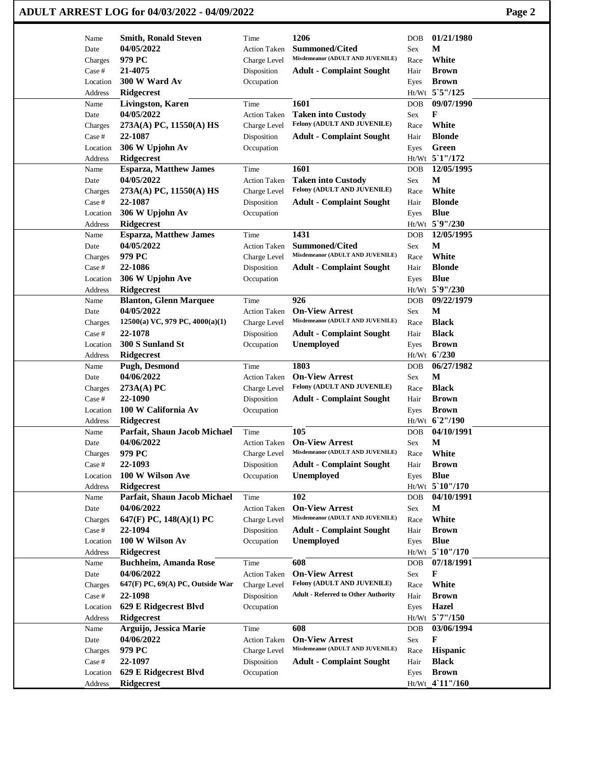## ADULT ARREST LOG for 04/03/2022 - 04/09/2022

| Field | Value | Field | Value | Field | Value |
|---|---|---|---|---|---|
| Name | **Smith, Ronald Steven** | Time | **1206** | DOB | **01/21/1980** |
| Date | **04/05/2022** | Action Taken | **Summoned/Cited** | Sex | **M** |
| Charges | **979 PC** | Charge Level | **Misdemeanor (ADULT AND JUVENILE)** | Race | **White** |
| Case # | **21-4075** | Disposition | **Adult - Complaint Sought** | Hair | **Brown** |
| Location | **300 W Ward Av** | Occupation | | Eyes | **Brown** |
| Address | **Ridgecrest** | | | Ht/Wt | **5`5"/125** |

| Field | Value | Field | Value | Field | Value |
|---|---|---|---|---|---|
| Name | **Livingston, Karen** | Time | **1601** | DOB | **09/07/1990** |
| Date | **04/05/2022** | Action Taken | **Taken into Custody** | Sex | **F** |
| Charges | **273A(A) PC, 11550(A) HS** | Charge Level | **Felony (ADULT AND JUVENILE)** | Race | **White** |
| Case # | **22-1087** | Disposition | **Adult - Complaint Sought** | Hair | **Blonde** |
| Location | **306 W Upjohn Av** | Occupation | | Eyes | **Green** |
| Address | **Ridgecrest** | | | Ht/Wt | **5`1"/172** |

| Field | Value | Field | Value | Field | Value |
|---|---|---|---|---|---|
| Name | **Esparza, Matthew James** | Time | **1601** | DOB | **12/05/1995** |
| Date | **04/05/2022** | Action Taken | **Taken into Custody** | Sex | **M** |
| Charges | **273A(A) PC, 11550(A) HS** | Charge Level | **Felony (ADULT AND JUVENILE)** | Race | **White** |
| Case # | **22-1087** | Disposition | **Adult - Complaint Sought** | Hair | **Blonde** |
| Location | **306 W Upjohn Av** | Occupation | | Eyes | **Blue** |
| Address | **Ridgecrest** | | | Ht/Wt | **5`9"/230** |

| Field | Value | Field | Value | Field | Value |
|---|---|---|---|---|---|
| Name | **Esparza, Matthew James** | Time | **1431** | DOB | **12/05/1995** |
| Date | **04/05/2022** | Action Taken | **Summoned/Cited** | Sex | **M** |
| Charges | **979 PC** | Charge Level | **Misdemeanor (ADULT AND JUVENILE)** | Race | **White** |
| Case # | **22-1086** | Disposition | **Adult - Complaint Sought** | Hair | **Blonde** |
| Location | **306 W Upjohn Ave** | Occupation | | Eyes | **Blue** |
| Address | **Ridgecrest** | | | Ht/Wt | **5`9"/230** |

| Field | Value | Field | Value | Field | Value |
|---|---|---|---|---|---|
| Name | **Blanton, Glenn Marquee** | Time | **926** | DOB | **09/22/1979** |
| Date | **04/05/2022** | Action Taken | **On-View Arrest** | Sex | **M** |
| Charges | **12500(a) VC, 979 PC, 4000(a)(1)** | Charge Level | **Misdemeanor (ADULT AND JUVENILE)** | Race | **Black** |
| Case # | **22-1078** | Disposition | **Adult - Complaint Sought** | Hair | **Black** |
| Location | **300 S Sunland St** | Occupation | **Unemployed** | Eyes | **Brown** |
| Address | **Ridgecrest** | | | Ht/Wt | **6`/230** |

| Field | Value | Field | Value | Field | Value |
|---|---|---|---|---|---|
| Name | **Pugh, Desmond** | Time | **1803** | DOB | **06/27/1982** |
| Date | **04/06/2022** | Action Taken | **On-View Arrest** | Sex | **M** |
| Charges | **273A(A) PC** | Charge Level | **Felony (ADULT AND JUVENILE)** | Race | **Black** |
| Case # | **22-1090** | Disposition | **Adult - Complaint Sought** | Hair | **Brown** |
| Location | **100 W California Av** | Occupation | | Eyes | **Brown** |
| Address | **Ridgecrest** | | | Ht/Wt | **6`2"/190** |

| Field | Value | Field | Value | Field | Value |
|---|---|---|---|---|---|
| Name | **Parfait, Shaun Jacob Michael** | Time | **105** | DOB | **04/10/1991** |
| Date | **04/06/2022** | Action Taken | **On-View Arrest** | Sex | **M** |
| Charges | **979 PC** | Charge Level | **Misdemeanor (ADULT AND JUVENILE)** | Race | **White** |
| Case # | **22-1093** | Disposition | **Adult - Complaint Sought** | Hair | **Brown** |
| Location | **100 W Wilson Ave** | Occupation | **Unemployed** | Eyes | **Blue** |
| Address | **Ridgecrest** | | | Ht/Wt | **5`10"/170** |

| Field | Value | Field | Value | Field | Value |
|---|---|---|---|---|---|
| Name | **Parfait, Shaun Jacob Michael** | Time | **102** | DOB | **04/10/1991** |
| Date | **04/06/2022** | Action Taken | **On-View Arrest** | Sex | **M** |
| Charges | **647(F) PC, 148(A)(1) PC** | Charge Level | **Misdemeanor (ADULT AND JUVENILE)** | Race | **White** |
| Case # | **22-1094** | Disposition | **Adult - Complaint Sought** | Hair | **Brown** |
| Location | **100 W Wilson Av** | Occupation | **Unemployed** | Eyes | **Blue** |
| Address | **Ridgecrest** | | | Ht/Wt | **5`10"/170** |

| Field | Value | Field | Value | Field | Value |
|---|---|---|---|---|---|
| Name | **Buchheim, Amanda Rose** | Time | **608** | DOB | **07/18/1991** |
| Date | **04/06/2022** | Action Taken | **On-View Arrest** | Sex | **F** |
| Charges | **647(F) PC, 69(A) PC, Outside War** | Charge Level | **Felony (ADULT AND JUVENILE)** | Race | **White** |
| Case # | **22-1098** | Disposition | **Adult - Referred to Other Authority** | Hair | **Brown** |
| Location | **629 E Ridgecrest Blvd** | Occupation | | Eyes | **Hazel** |
| Address | **Ridgecrest** | | | Ht/Wt | **5`7"/150** |

| Field | Value | Field | Value | Field | Value |
|---|---|---|---|---|---|
| Name | **Arguijo, Jessica Marie** | Time | **608** | DOB | **03/06/1994** |
| Date | **04/06/2022** | Action Taken | **On-View Arrest** | Sex | **F** |
| Charges | **979 PC** | Charge Level | **Misdemeanor (ADULT AND JUVENILE)** | Race | **Hispanic** |
| Case # | **22-1097** | Disposition | **Adult - Complaint Sought** | Hair | **Black** |
| Location | **629 E Ridgecrest Blvd** | Occupation | | Eyes | **Brown** |
| Address | **Ridgecrest** | | | Ht/Wt | **4`11"/160** |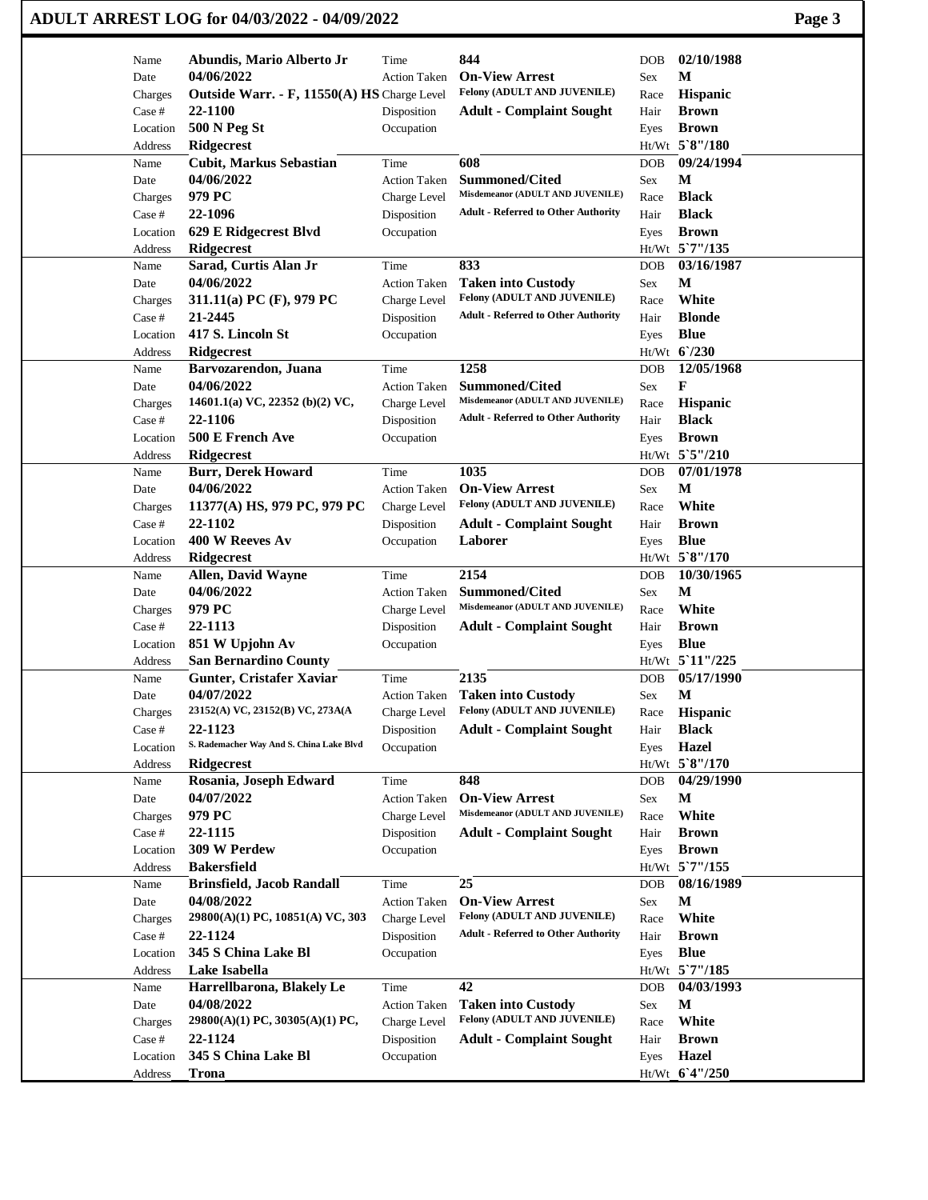# ADULT ARREST LOG for 04/03/2022 - 04/09/2022

| Field | Value | Field | Value | Field | Value |
|---|---|---|---|---|---|
| Name | **Abundis, Mario Alberto Jr** | Time | **844** | DOB | **02/10/1988** |
| Date | **04/06/2022** | Action Taken | **On-View Arrest** | Sex | **M** |
| Charges | **Outside Warr. - F, 11550(A) HS** | Charge Level | **Felony (ADULT AND JUVENILE)** | Race | **Hispanic** |
| Case # | **22-1100** | Disposition | **Adult - Complaint Sought** | Hair | **Brown** |
| Location | **500 N Peg St** | Occupation | | Eyes | **Brown** |
| Address | **Ridgecrest** | | | Ht/Wt | **5`8"/180** |
| Name | **Cubit, Markus Sebastian** | Time | **608** | DOB | **09/24/1994** |
| Date | **04/06/2022** | Action Taken | **Summoned/Cited** | Sex | **M** |
| Charges | **979 PC** | Charge Level | **Misdemeanor (ADULT AND JUVENILE)** | Race | **Black** |
| Case # | **22-1096** | Disposition | **Adult - Referred to Other Authority** | Hair | **Black** |
| Location | **629 E Ridgecrest Blvd** | Occupation | | Eyes | **Brown** |
| Address | **Ridgecrest** | | | Ht/Wt | **5`7"/135** |
| Name | **Sarad, Curtis Alan Jr** | Time | **833** | DOB | **03/16/1987** |
| Date | **04/06/2022** | Action Taken | **Taken into Custody** | Sex | **M** |
| Charges | **311.11(a) PC (F), 979 PC** | Charge Level | **Felony (ADULT AND JUVENILE)** | Race | **White** |
| Case # | **21-2445** | Disposition | **Adult - Referred to Other Authority** | Hair | **Blonde** |
| Location | **417 S. Lincoln St** | Occupation | | Eyes | **Blue** |
| Address | **Ridgecrest** | | | Ht/Wt | **6`/230** |
| Name | **Barvozarendon, Juana** | Time | **1258** | DOB | **12/05/1968** |
| Date | **04/06/2022** | Action Taken | **Summoned/Cited** | Sex | **F** |
| Charges | **14601.1(a) VC, 22352 (b)(2) VC,** | Charge Level | **Misdemeanor (ADULT AND JUVENILE)** | Race | **Hispanic** |
| Case # | **22-1106** | Disposition | **Adult - Referred to Other Authority** | Hair | **Black** |
| Location | **500 E French Ave** | Occupation | | Eyes | **Brown** |
| Address | **Ridgecrest** | | | Ht/Wt | **5`5"/210** |
| Name | **Burr, Derek Howard** | Time | **1035** | DOB | **07/01/1978** |
| Date | **04/06/2022** | Action Taken | **On-View Arrest** | Sex | **M** |
| Charges | **11377(A) HS, 979 PC, 979 PC** | Charge Level | **Felony (ADULT AND JUVENILE)** | Race | **White** |
| Case # | **22-1102** | Disposition | **Adult - Complaint Sought** | Hair | **Brown** |
| Location | **400 W Reeves Av** | Occupation | **Laborer** | Eyes | **Blue** |
| Address | **Ridgecrest** | | | Ht/Wt | **5`8"/170** |
| Name | **Allen, David Wayne** | Time | **2154** | DOB | **10/30/1965** |
| Date | **04/06/2022** | Action Taken | **Summoned/Cited** | Sex | **M** |
| Charges | **979 PC** | Charge Level | **Misdemeanor (ADULT AND JUVENILE)** | Race | **White** |
| Case # | **22-1113** | Disposition | **Adult - Complaint Sought** | Hair | **Brown** |
| Location | **851 W Upjohn Av** | Occupation | | Eyes | **Blue** |
| Address | **San Bernardino County** | | | Ht/Wt | **5`11"/225** |
| Name | **Gunter, Cristafer Xaviar** | Time | **2135** | DOB | **05/17/1990** |
| Date | **04/07/2022** | Action Taken | **Taken into Custody** | Sex | **M** |
| Charges | **23152(A) VC, 23152(B) VC, 273A(A** | Charge Level | **Felony (ADULT AND JUVENILE)** | Race | **Hispanic** |
| Case # | **22-1123** | Disposition | **Adult - Complaint Sought** | Hair | **Black** |
| Location | **S. Rademacher Way And S. China Lake Blvd** | Occupation | | Eyes | **Hazel** |
| Address | **Ridgecrest** | | | Ht/Wt | **5`8"/170** |
| Name | **Rosania, Joseph Edward** | Time | **848** | DOB | **04/29/1990** |
| Date | **04/07/2022** | Action Taken | **On-View Arrest** | Sex | **M** |
| Charges | **979 PC** | Charge Level | **Misdemeanor (ADULT AND JUVENILE)** | Race | **White** |
| Case # | **22-1115** | Disposition | **Adult - Complaint Sought** | Hair | **Brown** |
| Location | **309 W Perdew** | Occupation | | Eyes | **Brown** |
| Address | **Bakersfield** | | | Ht/Wt | **5`7"/155** |
| Name | **Brinsfield, Jacob Randall** | Time | **25** | DOB | **08/16/1989** |
| Date | **04/08/2022** | Action Taken | **On-View Arrest** | Sex | **M** |
| Charges | **29800(A)(1) PC, 10851(A) VC, 303** | Charge Level | **Felony (ADULT AND JUVENILE)** | Race | **White** |
| Case # | **22-1124** | Disposition | **Adult - Referred to Other Authority** | Hair | **Brown** |
| Location | **345 S China Lake Bl** | Occupation | | Eyes | **Blue** |
| Address | **Lake Isabella** | | | Ht/Wt | **5`7"/185** |
| Name | **Harrellbarona, Blakely Le** | Time | **42** | DOB | **04/03/1993** |
| Date | **04/08/2022** | Action Taken | **Taken into Custody** | Sex | **M** |
| Charges | **29800(A)(1) PC, 30305(A)(1) PC,** | Charge Level | **Felony (ADULT AND JUVENILE)** | Race | **White** |
| Case # | **22-1124** | Disposition | **Adult - Complaint Sought** | Hair | **Brown** |
| Location | **345 S China Lake Bl** | Occupation | | Eyes | **Hazel** |
| Address | **Trona** | | | Ht/Wt | **6`4"/250** |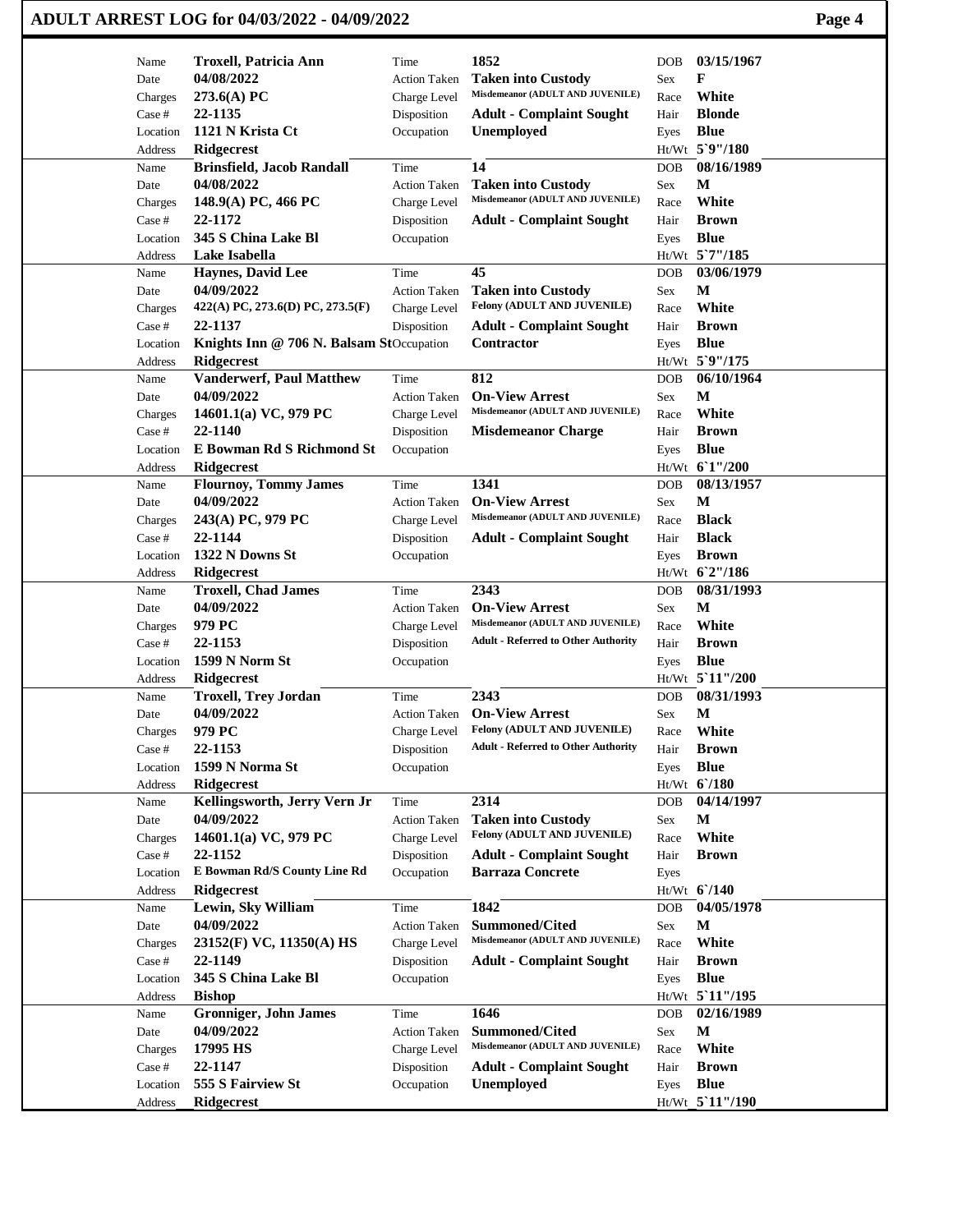# ADULT ARREST LOG for 04/03/2022 - 04/09/2022

| Field | Value | Field | Value | Field | Value |
|---|---|---|---|---|---|
| Name | **Troxell, Patricia Ann** | Time | **1852** | DOB | **03/15/1967** |
| Date | **04/08/2022** | Action Taken | **Taken into Custody** | Sex | **F** |
| Charges | **273.6(A) PC** | Charge Level | **Misdemeanor (ADULT AND JUVENILE)** | Race | **White** |
| Case # | **22-1135** | Disposition | **Adult - Complaint Sought** | Hair | **Blonde** |
| Location | **1121 N Krista Ct** | Occupation | **Unemployed** | Eyes | **Blue** |
| Address | **Ridgecrest** | | | Ht/Wt | **5`9"/180** |

| Field | Value | Field | Value | Field | Value |
|---|---|---|---|---|---|
| Name | **Brinsfield, Jacob Randall** | Time | **14** | DOB | **08/16/1989** |
| Date | **04/08/2022** | Action Taken | **Taken into Custody** | Sex | **M** |
| Charges | **148.9(A) PC, 466 PC** | Charge Level | **Misdemeanor (ADULT AND JUVENILE)** | Race | **White** |
| Case # | **22-1172** | Disposition | **Adult - Complaint Sought** | Hair | **Brown** |
| Location | **345 S China Lake Bl** | Occupation | | Eyes | **Blue** |
| Address | **Lake Isabella** | | | Ht/Wt | **5`7"/185** |

| Field | Value | Field | Value | Field | Value |
|---|---|---|---|---|---|
| Name | **Haynes, David Lee** | Time | **45** | DOB | **03/06/1979** |
| Date | **04/09/2022** | Action Taken | **Taken into Custody** | Sex | **M** |
| Charges | **422(A) PC, 273.6(D) PC, 273.5(F)** | Charge Level | **Felony (ADULT AND JUVENILE)** | Race | **White** |
| Case # | **22-1137** | Disposition | **Adult - Complaint Sought** | Hair | **Brown** |
| Location | **Knights Inn @ 706 N. Balsam St** | Occupation | **Contractor** | Eyes | **Blue** |
| Address | **Ridgecrest** | | | Ht/Wt | **5`9"/175** |

| Field | Value | Field | Value | Field | Value |
|---|---|---|---|---|---|
| Name | **Vanderwerf, Paul Matthew** | Time | **812** | DOB | **06/10/1964** |
| Date | **04/09/2022** | Action Taken | **On-View Arrest** | Sex | **M** |
| Charges | **14601.1(a) VC, 979 PC** | Charge Level | **Misdemeanor (ADULT AND JUVENILE)** | Race | **White** |
| Case # | **22-1140** | Disposition | **Misdemeanor Charge** | Hair | **Brown** |
| Location | **E Bowman Rd S Richmond St** | Occupation | | Eyes | **Blue** |
| Address | **Ridgecrest** | | | Ht/Wt | **6`1"/200** |

| Field | Value | Field | Value | Field | Value |
|---|---|---|---|---|---|
| Name | **Flournoy, Tommy James** | Time | **1341** | DOB | **08/13/1957** |
| Date | **04/09/2022** | Action Taken | **On-View Arrest** | Sex | **M** |
| Charges | **243(A) PC, 979 PC** | Charge Level | **Misdemeanor (ADULT AND JUVENILE)** | Race | **Black** |
| Case # | **22-1144** | Disposition | **Adult - Complaint Sought** | Hair | **Black** |
| Location | **1322 N Downs St** | Occupation | | Eyes | **Brown** |
| Address | **Ridgecrest** | | | Ht/Wt | **6`2"/186** |

| Field | Value | Field | Value | Field | Value |
|---|---|---|---|---|---|
| Name | **Troxell, Chad James** | Time | **2343** | DOB | **08/31/1993** |
| Date | **04/09/2022** | Action Taken | **On-View Arrest** | Sex | **M** |
| Charges | **979 PC** | Charge Level | **Misdemeanor (ADULT AND JUVENILE)** | Race | **White** |
| Case # | **22-1153** | Disposition | **Adult - Referred to Other Authority** | Hair | **Brown** |
| Location | **1599 N Norm St** | Occupation | | Eyes | **Blue** |
| Address | **Ridgecrest** | | | Ht/Wt | **5`11"/200** |

| Field | Value | Field | Value | Field | Value |
|---|---|---|---|---|---|
| Name | **Troxell, Trey Jordan** | Time | **2343** | DOB | **08/31/1993** |
| Date | **04/09/2022** | Action Taken | **On-View Arrest** | Sex | **M** |
| Charges | **979 PC** | Charge Level | **Felony (ADULT AND JUVENILE)** | Race | **White** |
| Case # | **22-1153** | Disposition | **Adult - Referred to Other Authority** | Hair | **Brown** |
| Location | **1599 N Norma St** | Occupation | | Eyes | **Blue** |
| Address | **Ridgecrest** | | | Ht/Wt | **6`/180** |

| Field | Value | Field | Value | Field | Value |
|---|---|---|---|---|---|
| Name | **Kellingsworth, Jerry Vern Jr** | Time | **2314** | DOB | **04/14/1997** |
| Date | **04/09/2022** | Action Taken | **Taken into Custody** | Sex | **M** |
| Charges | **14601.1(a) VC, 979 PC** | Charge Level | **Felony (ADULT AND JUVENILE)** | Race | **White** |
| Case # | **22-1152** | Disposition | **Adult - Complaint Sought** | Hair | **Brown** |
| Location | **E Bowman Rd/S County Line Rd** | Occupation | **Barraza Concrete** | Eyes | |
| Address | **Ridgecrest** | | | Ht/Wt | **6`/140** |

| Field | Value | Field | Value | Field | Value |
|---|---|---|---|---|---|
| Name | **Lewin, Sky William** | Time | **1842** | DOB | **04/05/1978** |
| Date | **04/09/2022** | Action Taken | **Summoned/Cited** | Sex | **M** |
| Charges | **23152(F) VC, 11350(A) HS** | Charge Level | **Misdemeanor (ADULT AND JUVENILE)** | Race | **White** |
| Case # | **22-1149** | Disposition | **Adult - Complaint Sought** | Hair | **Brown** |
| Location | **345 S China Lake Bl** | Occupation | | Eyes | **Blue** |
| Address | **Bishop** | | | Ht/Wt | **5`11"/195** |

| Field | Value | Field | Value | Field | Value |
|---|---|---|---|---|---|
| Name | **Gronniger, John James** | Time | **1646** | DOB | **02/16/1989** |
| Date | **04/09/2022** | Action Taken | **Summoned/Cited** | Sex | **M** |
| Charges | **17995 HS** | Charge Level | **Misdemeanor (ADULT AND JUVENILE)** | Race | **White** |
| Case # | **22-1147** | Disposition | **Adult - Complaint Sought** | Hair | **Brown** |
| Location | **555 S Fairview St** | Occupation | **Unemployed** | Eyes | **Blue** |
| Address | **Ridgecrest** | | | Ht/Wt | **5`11"/190** |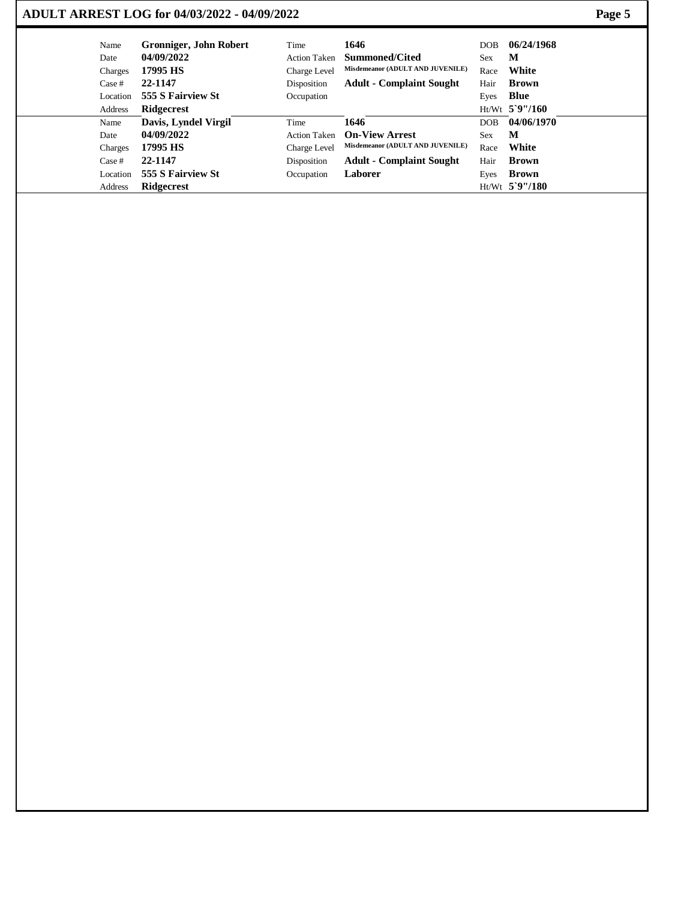# ADULT ARREST LOG for 04/03/2022 - 04/09/2022

| | | | | | |
|---|---|---|---|---|---|
| Name | **Gronniger, John Robert** | Time | **1646** | DOB | **06/24/1968** |
| Date | **04/09/2022** | Action Taken | **Summoned/Cited** | Sex | **M** |
| Charges | **17995 HS** | Charge Level | **Misdemeanor (ADULT AND JUVENILE)** | Race | **White** |
| Case # | **22-1147** | Disposition | **Adult - Complaint Sought** | Hair | **Brown** |
| Location | **555 S Fairview St** | Occupation | | Eyes | **Blue** |
| Address | **Ridgecrest** | | | Ht/Wt | **5`9"/160** |

| | | | | | |
|---|---|---|---|---|---|
| Name | **Davis, Lyndel Virgil** | Time | **1646** | DOB | **04/06/1970** |
| Date | **04/09/2022** | Action Taken | **On-View Arrest** | Sex | **M** |
| Charges | **17995 HS** | Charge Level | **Misdemeanor (ADULT AND JUVENILE)** | Race | **White** |
| Case # | **22-1147** | Disposition | **Adult - Complaint Sought** | Hair | **Brown** |
| Location | **555 S Fairview St** | Occupation | **Laborer** | Eyes | **Brown** |
| Address | **Ridgecrest** | | | Ht/Wt | **5`9"/180** |